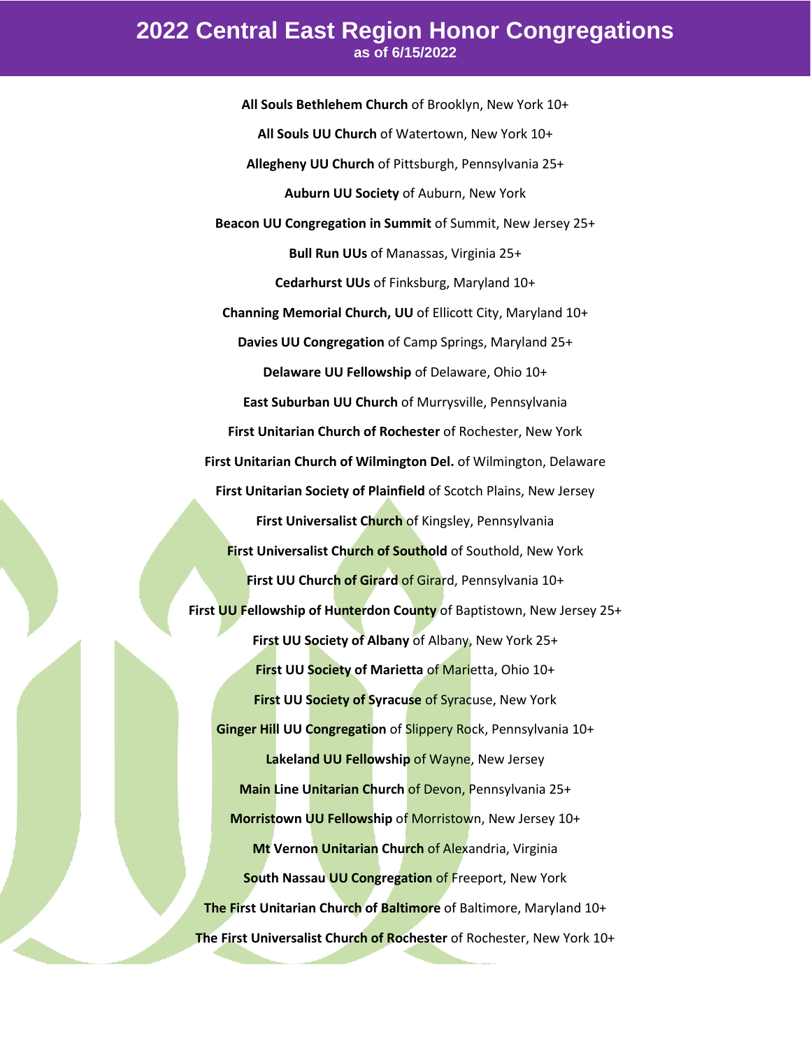# 2022 Central East Region Honor Congregations

**as of 6/15/2022**

**All Souls Bethlehem Church** of Brooklyn, New York 10+

**All Souls UU Church** of Watertown, New York 10+

**Allegheny UU Church** of Pittsburgh, Pennsylvania 25+

**Auburn UU Society** of Auburn, New York

**Beacon UU Congregation in Summit** of Summit, New Jersey 25+

**Bull Run UUs** of Manassas, Virginia 25+

**Cedarhurst UUs** of Finksburg, Maryland 10+

**Channing Memorial Church, UU** of Ellicott City, Maryland 10+

**Davies UU Congregation** of Camp Springs, Maryland 25+

**Delaware UU Fellowship** of Delaware, Ohio 10+

**East Suburban UU Church** of Murrysville, Pennsylvania

**First Unitarian Church of Rochester** of Rochester, New York

**First Unitarian Church of Wilmington Del.** of Wilmington, Delaware

**First Unitarian Society of Plainfield** of Scotch Plains, New Jersey

**First Universalist Church** of Kingsley, Pennsylvania

**First Universalist Church of Southold** of Southold, New York

**First UU Church of Girard** of Girard, Pennsylvania 10+

**First UU Fellowship of Hunterdon County** of Baptistown, New Jersey 25+

**First UU Society of Albany** of Albany, New York 25+

**First UU Society of Marietta** of Marietta, Ohio 10+

**First UU Society of Syracuse** of Syracuse, New York

**Ginger Hill UU Congregation** of Slippery Rock, Pennsylvania 10+

**Lakeland UU Fellowship** of Wayne, New Jersey

**Main Line Unitarian Church** of Devon, Pennsylvania 25+

**Morristown UU Fellowship** of Morristown, New Jersey 10+

**Mt Vernon Unitarian Church** of Alexandria, Virginia

**South Nassau UU Congregation** of Freeport, New York

**The First Unitarian Church of Baltimore** of Baltimore, Maryland 10+

**The First Universalist Church of Rochester** of Rochester, New York 10+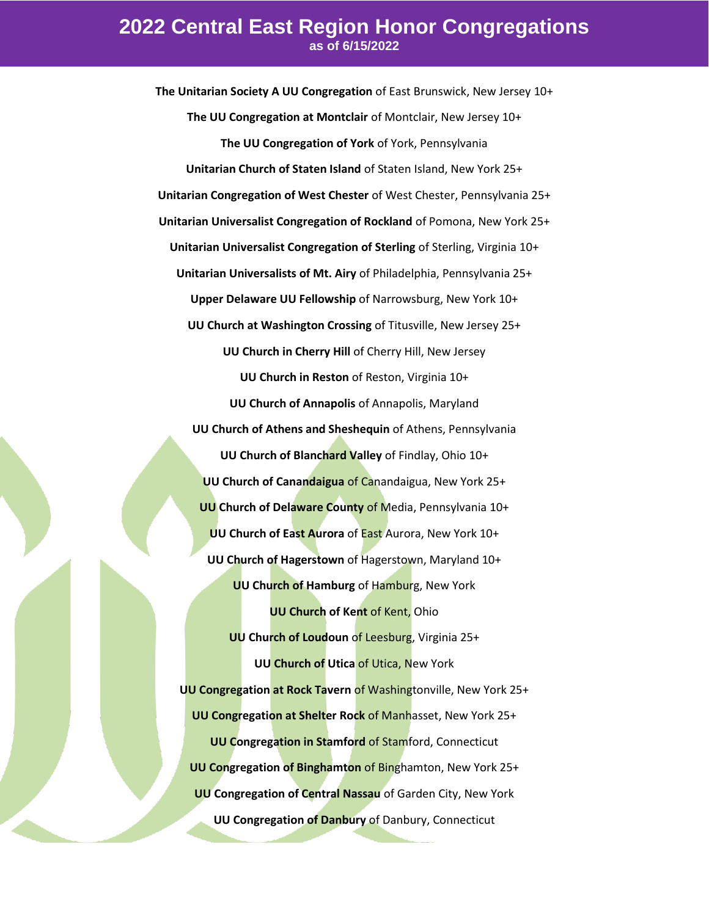# 2022 Central East Region Honor Congregations

**as of 6/15/2022**

**The Unitarian Society A UU Congregation** of East Brunswick, New Jersey 10+

**The UU Congregation at Montclair** of Montclair, New Jersey 10+

**The UU Congregation of York** of York, Pennsylvania

**Unitarian Church of Staten Island** of Staten Island, New York 25+

**Unitarian Congregation of West Chester** of West Chester, Pennsylvania 25+

**Unitarian Universalist Congregation of Rockland** of Pomona, New York 25+

**Unitarian Universalist Congregation of Sterling** of Sterling, Virginia 10+

**Unitarian Universalists of Mt. Airy** of Philadelphia, Pennsylvania 25+

**Upper Delaware UU Fellowship** of Narrowsburg, New York 10+

**UU Church at Washington Crossing** of Titusville, New Jersey 25+

**UU Church in Cherry Hill** of Cherry Hill, New Jersey

**UU Church in Reston** of Reston, Virginia 10+

**UU Church of Annapolis** of Annapolis, Maryland

**UU Church of Athens and Sheshequin** of Athens, Pennsylvania

**UU Church of Blanchard Valley** of Findlay, Ohio 10+

**UU Church of Canandaigua** of Canandaigua, New York 25+

**UU Church of Delaware County** of Media, Pennsylvania 10+

**UU Church of East Aurora** of East Aurora, New York 10+

**UU Church of Hagerstown** of Hagerstown, Maryland 10+

**UU Church of Hamburg** of Hamburg, New York

**UU Church of Kent** of Kent, Ohio

**UU Church of Loudoun** of Leesburg, Virginia 25+

**UU Church of Utica** of Utica, New York

**UU Congregation at Rock Tavern** of Washingtonville, New York 25+

**UU Congregation at Shelter Rock** of Manhasset, New York 25+

**UU Congregation in Stamford** of Stamford, Connecticut

**UU Congregation of Binghamton** of Binghamton, New York 25+

**UU Congregation of Central Nassau** of Garden City, New York

**UU Congregation of Danbury** of Danbury, Connecticut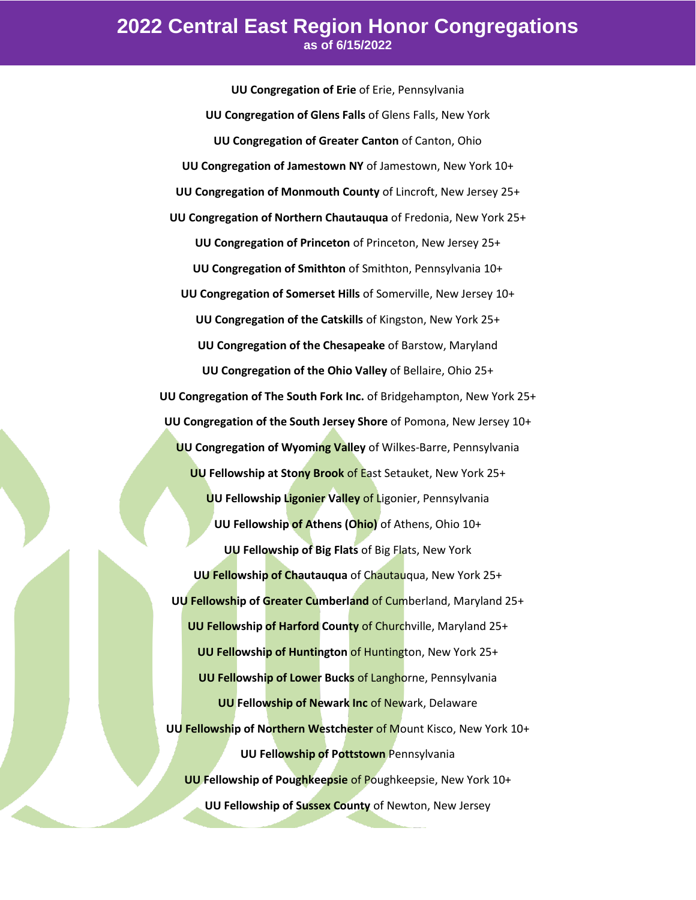# 2022 Central East Region Honor Congregations

**as of 6/15/2022**

**UU Congregation of Erie** of Erie, Pennsylvania

**UU Congregation of Glens Falls** of Glens Falls, New York

**UU Congregation of Greater Canton** of Canton, Ohio

**UU Congregation of Jamestown NY** of Jamestown, New York 10+

**UU Congregation of Monmouth County** of Lincroft, New Jersey 25+

**UU Congregation of Northern Chautauqua** of Fredonia, New York 25+

**UU Congregation of Princeton** of Princeton, New Jersey 25+

**UU Congregation of Smithton** of Smithton, Pennsylvania 10+

**UU Congregation of Somerset Hills** of Somerville, New Jersey 10+

**UU Congregation of the Catskills** of Kingston, New York 25+

**UU Congregation of the Chesapeake** of Barstow, Maryland

**UU Congregation of the Ohio Valley** of Bellaire, Ohio 25+

**UU Congregation of The South Fork Inc.** of Bridgehampton, New York 25+

**UU Congregation of the South Jersey Shore** of Pomona, New Jersey 10+

**UU Congregation of Wyoming Valley** of Wilkes-Barre, Pennsylvania

**UU Fellowship at Stony Brook** of East Setauket, New York 25+

**UU Fellowship Ligonier Valley** of Ligonier, Pennsylvania

**UU Fellowship of Athens (Ohio)** of Athens, Ohio 10+

**UU Fellowship of Big Flats** of Big Flats, New York

**UU Fellowship of Chautauqua** of Chautauqua, New York 25+

**UU Fellowship of Greater Cumberland** of Cumberland, Maryland 25+

**UU Fellowship of Harford County** of Churchville, Maryland 25+

**UU Fellowship of Huntington** of Huntington, New York 25+

**UU Fellowship of Lower Bucks** of Langhorne, Pennsylvania

**UU Fellowship of Newark Inc** of Newark, Delaware

**UU Fellowship of Northern Westchester** of Mount Kisco, New York 10+

**UU Fellowship of Pottstown** Pennsylvania

**UU Fellowship of Poughkeepsie** of Poughkeepsie, New York 10+

**UU Fellowship of Sussex County** of Newton, New Jersey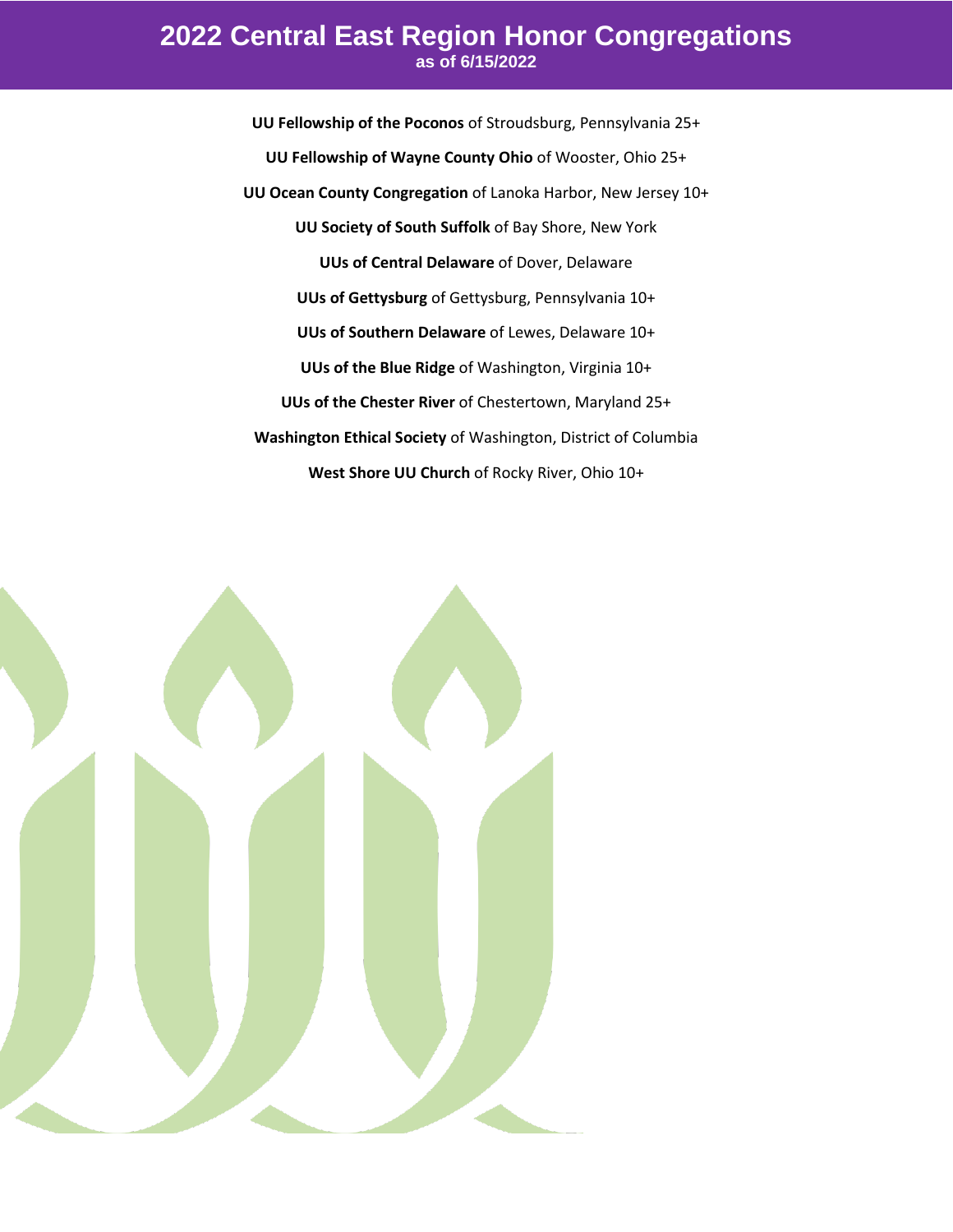# 2022 Central East Region Honor Congregations

**as of 6/15/2022**

**UU Fellowship of the Poconos** of Stroudsburg, Pennsylvania 25+

**UU Fellowship of Wayne County Ohio** of Wooster, Ohio 25+

**UU Ocean County Congregation** of Lanoka Harbor, New Jersey 10+

**UU Society of South Suffolk** of Bay Shore, New York

**UUs of Central Delaware** of Dover, Delaware

**UUs of Gettysburg** of Gettysburg, Pennsylvania 10+

**UUs of Southern Delaware** of Lewes, Delaware 10+

**UUs of the Blue Ridge** of Washington, Virginia 10+

**UUs of the Chester River** of Chestertown, Maryland 25+

**Washington Ethical Society** of Washington, District of Columbia

**West Shore UU Church** of Rocky River, Ohio 10+